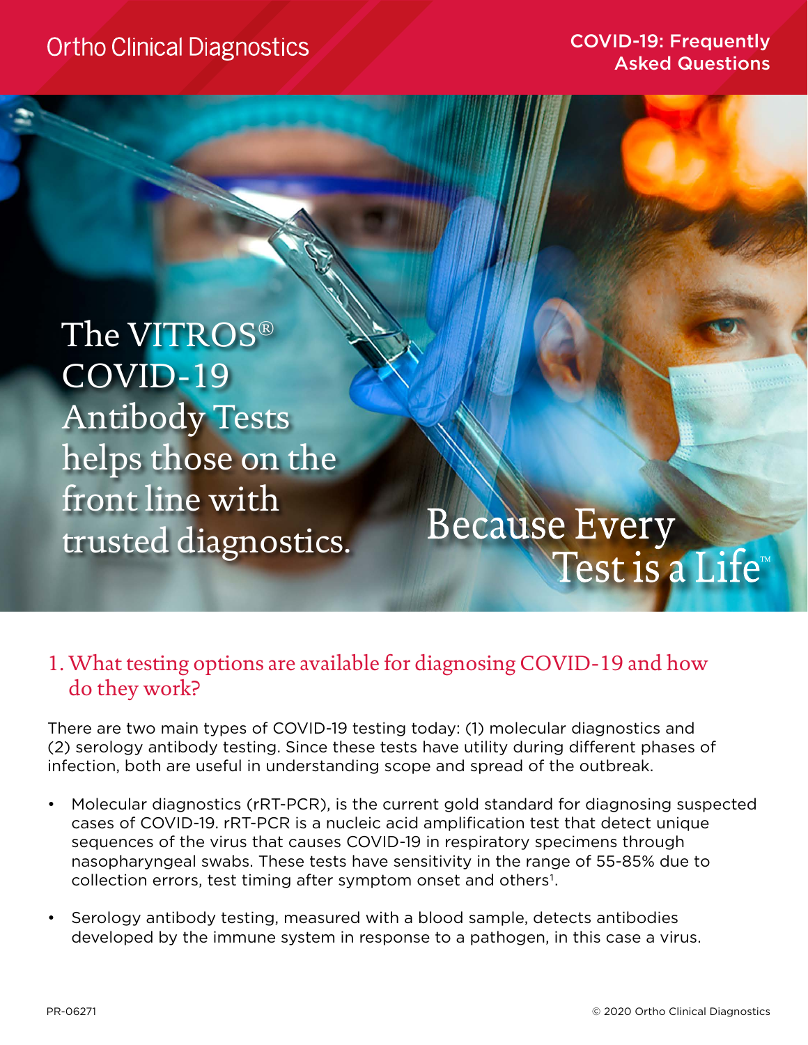Ortho Clinical Diagnostics

COVID-19: Frequently Asked Questions

# The VITROS® COVID-19 Antibody Tests helps those on the front line with trusted diagnostics.

Because Every Test is a Life™

## 1. What testing options are available for diagnosing COVID-19 and how do they work?

There are two main types of COVID-19 testing today: (1) molecular diagnostics and (2) serology antibody testing. Since these tests have utility during different phases of infection, both are useful in understanding scope and spread of the outbreak.

- Molecular diagnostics (rRT-PCR), is the current gold standard for diagnosing suspected cases of COVID-19. rRT-PCR is a nucleic acid amplification test that detect unique sequences of the virus that causes COVID-19 in respiratory specimens through nasopharyngeal swabs. These tests have sensitivity in the range of 55-85% due to collection errors, test timing after symptom onset and others[1].
- Serology antibody testing, measured with a blood sample, detects antibodies developed by the immune system in response to a pathogen, in this case a virus.

PR-06271

© 2020 Ortho Clinical Diagnostics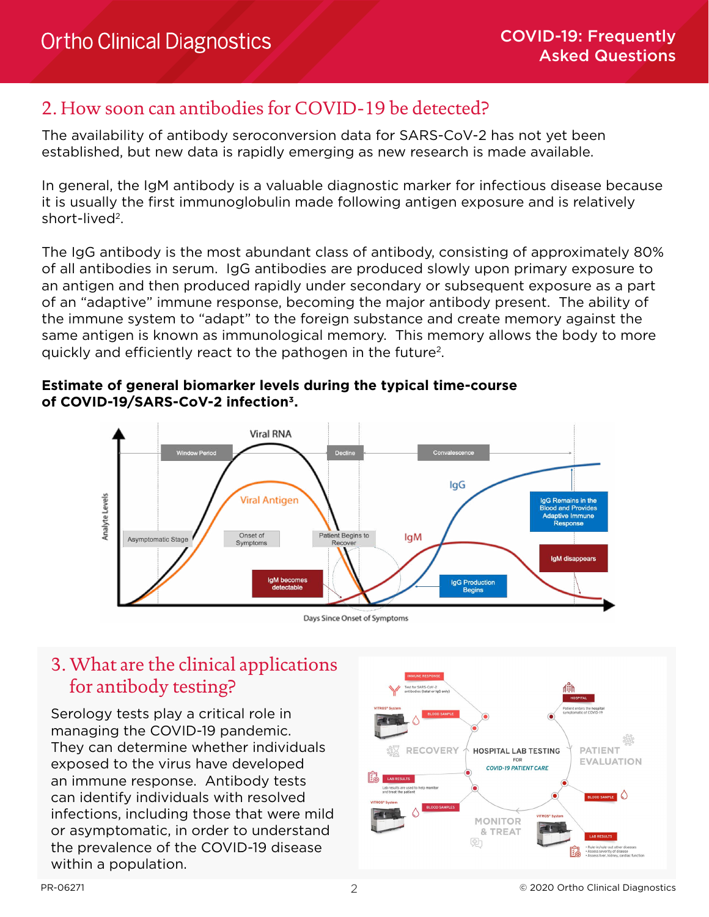## 2. How soon can antibodies for COVID-19 be detected?

The availability of antibody seroconversion data for SARS-CoV-2 has not yet been established, but new data is rapidly emerging as new research is made available.

In general, the IgM antibody is a valuable diagnostic marker for infectious disease because it is usually the first immunoglobulin made following antigen exposure and is relatively short-lived[2].

The IgG antibody is the most abundant class of antibody, consisting of approximately 80% of all antibodies in serum. IgG antibodies are produced slowly upon primary exposure to an antigen and then produced rapidly under secondary or subsequent exposure as a part of an "adaptive" immune response, becoming the major antibody present. The ability of the immune system to "adapt" to the foreign substance and create memory against the same antigen is known as immunological memory. This memory allows the body to more quickly and efficiently react to the pathogen in the future[2].

**Estimate of general biomarker levels during the typical time-course of COVID-19/SARS-CoV-2 infection[3].**

## 3. What are the clinical applications for antibody testing?

Serology tests play a critical role in managing the COVID-19 pandemic. They can determine whether individuals exposed to the virus have developed an immune response. Antibody tests can identify individuals with resolved infections, including those that were mild or asymptomatic, in order to understand the prevalence of the COVID-19 disease within a population.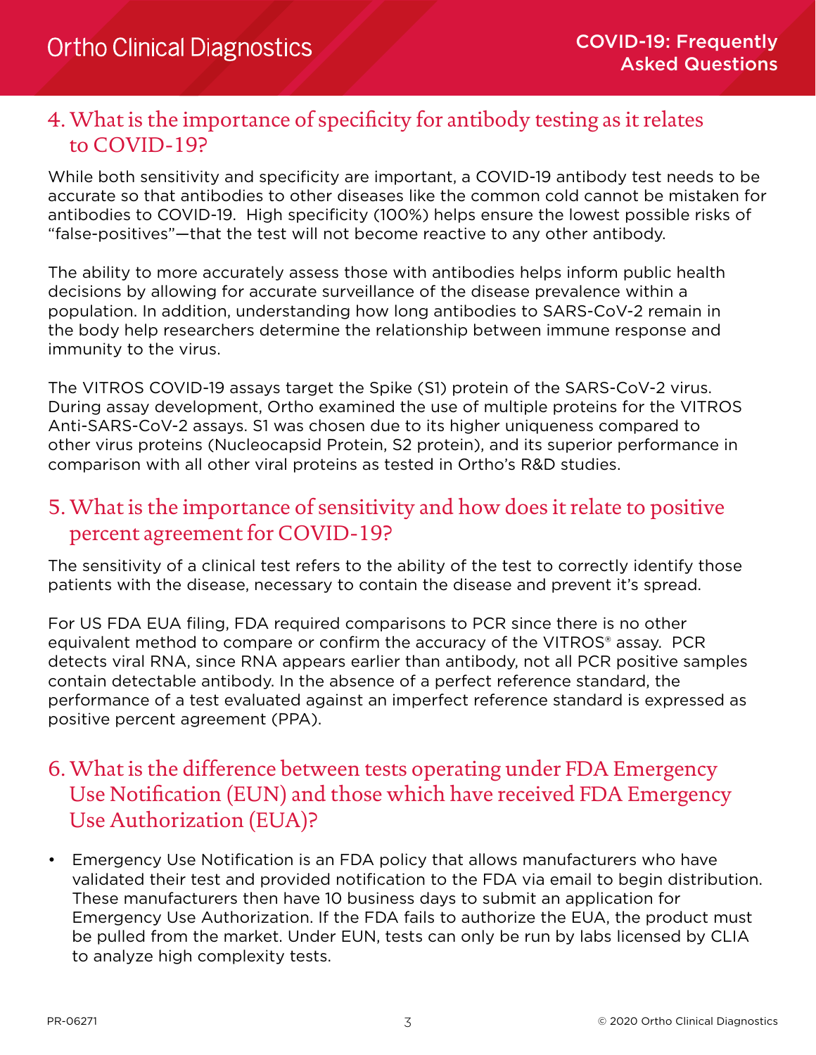## 4. What is the importance of specificity for antibody testing as it relates to COVID-19?

While both sensitivity and specificity are important, a COVID-19 antibody test needs to be accurate so that antibodies to other diseases like the common cold cannot be mistaken for antibodies to COVID-19. High specificity (100%) helps ensure the lowest possible risks of "false-positives"—that the test will not become reactive to any other antibody.

The ability to more accurately assess those with antibodies helps inform public health decisions by allowing for accurate surveillance of the disease prevalence within a population. In addition, understanding how long antibodies to SARS-CoV-2 remain in the body help researchers determine the relationship between immune response and immunity to the virus.

The VITROS COVID-19 assays target the Spike (S1) protein of the SARS-CoV-2 virus. During assay development, Ortho examined the use of multiple proteins for the VITROS Anti-SARS-CoV-2 assays. S1 was chosen due to its higher uniqueness compared to other virus proteins (Nucleocapsid Protein, S2 protein), and its superior performance in comparison with all other viral proteins as tested in Ortho's R&D studies.

## 5. What is the importance of sensitivity and how does it relate to positive percent agreement for COVID-19?

The sensitivity of a clinical test refers to the ability of the test to correctly identify those patients with the disease, necessary to contain the disease and prevent it's spread.

For US FDA EUA filing, FDA required comparisons to PCR since there is no other equivalent method to compare or confirm the accuracy of the VITROS® assay. PCR detects viral RNA, since RNA appears earlier than antibody, not all PCR positive samples contain detectable antibody. In the absence of a perfect reference standard, the performance of a test evaluated against an imperfect reference standard is expressed as positive percent agreement (PPA).

## 6. What is the difference between tests operating under FDA Emergency Use Notification (EUN) and those which have received FDA Emergency Use Authorization (EUA)?

- Emergency Use Notification is an FDA policy that allows manufacturers who have validated their test and provided notification to the FDA via email to begin distribution. These manufacturers then have 10 business days to submit an application for Emergency Use Authorization. If the FDA fails to authorize the EUA, the product must be pulled from the market. Under EUN, tests can only be run by labs licensed by CLIA to analyze high complexity tests.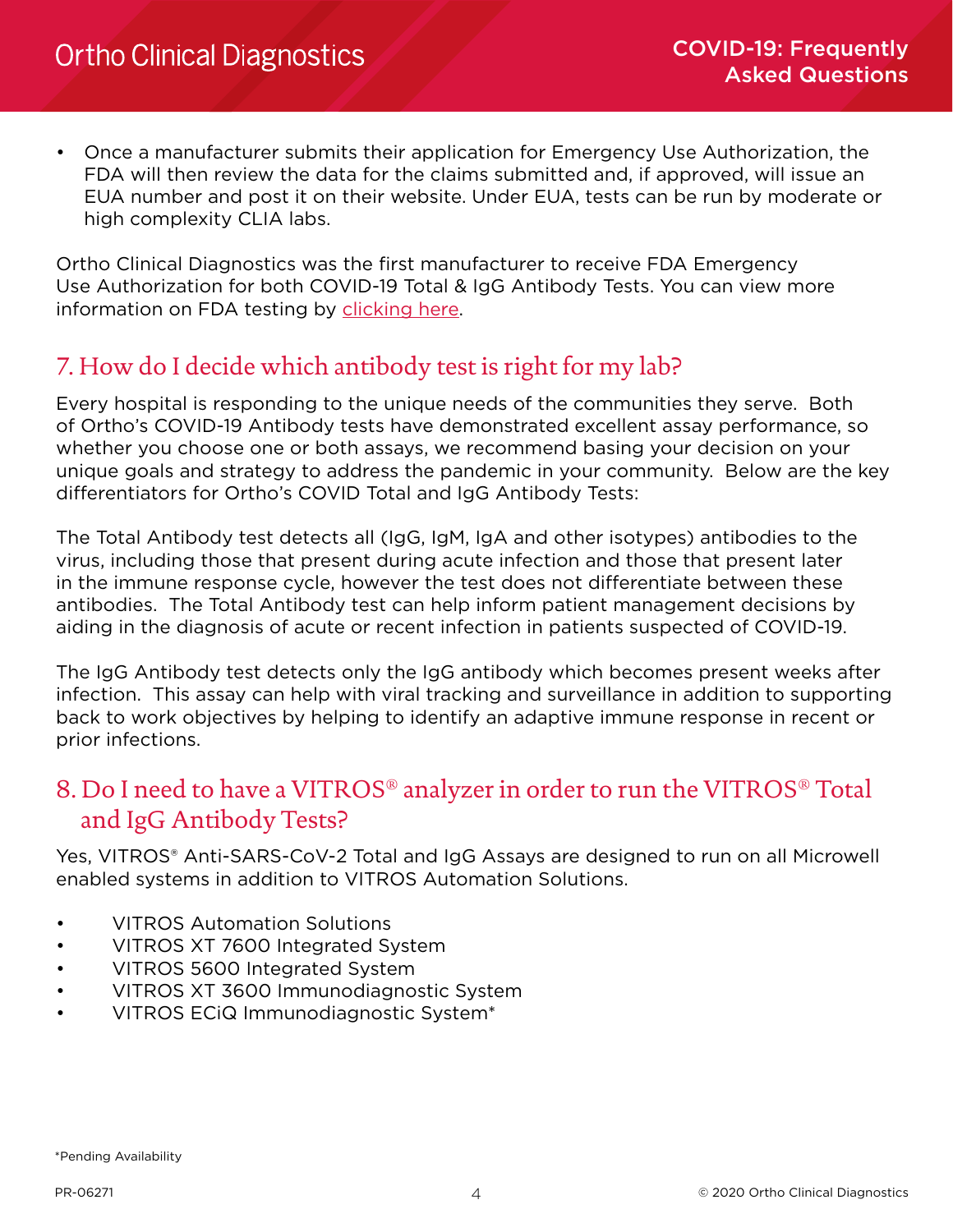- Once a manufacturer submits their application for Emergency Use Authorization, the FDA will then review the data for the claims submitted and, if approved, will issue an EUA number and post it on their website. Under EUA, tests can be run by moderate or high complexity CLIA labs.

Ortho Clinical Diagnostics was the first manufacturer to receive FDA Emergency Use Authorization for both COVID-19 Total & IgG Antibody Tests. You can view more information on FDA testing by clicking here.

## 7. How do I decide which antibody test is right for my lab?

Every hospital is responding to the unique needs of the communities they serve. Both of Ortho's COVID-19 Antibody tests have demonstrated excellent assay performance, so whether you choose one or both assays, we recommend basing your decision on your unique goals and strategy to address the pandemic in your community. Below are the key differentiators for Ortho's COVID Total and IgG Antibody Tests:

The Total Antibody test detects all (IgG, IgM, IgA and other isotypes) antibodies to the virus, including those that present during acute infection and those that present later in the immune response cycle, however the test does not differentiate between these antibodies. The Total Antibody test can help inform patient management decisions by aiding in the diagnosis of acute or recent infection in patients suspected of COVID-19.

The IgG Antibody test detects only the IgG antibody which becomes present weeks after infection. This assay can help with viral tracking and surveillance in addition to supporting back to work objectives by helping to identify an adaptive immune response in recent or prior infections.

## 8. Do I need to have a VITROS® analyzer in order to run the VITROS® Total and IgG Antibody Tests?

Yes, VITROS® Anti-SARS-CoV-2 Total and IgG Assays are designed to run on all Microwell enabled systems in addition to VITROS Automation Solutions.

- VITROS Automation Solutions
- VITROS XT 7600 Integrated System
- VITROS 5600 Integrated System
- VITROS XT 3600 Immunodiagnostic System
- VITROS ECiQ Immunodiagnostic System*

*Pending Availability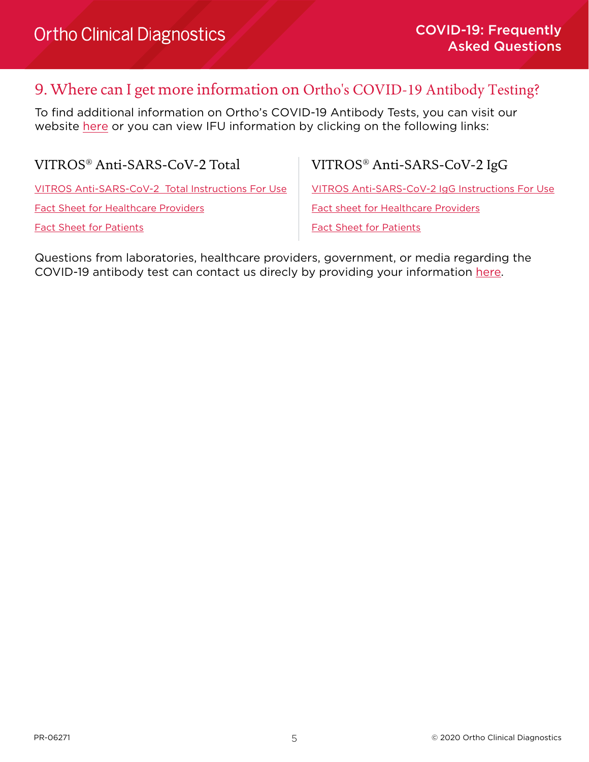## 9. Where can I get more information on Ortho's COVID-19 Antibody Testing?

To find additional information on Ortho's COVID-19 Antibody Tests, you can visit our website here or you can view IFU information by clicking on the following links:

### VITROS® Anti-SARS-CoV-2 Total

VITROS Anti-SARS-CoV-2 Total Instructions For Use

Fact Sheet for Healthcare Providers

Fact Sheet for Patients

### VITROS® Anti-SARS-CoV-2 IgG

VITROS Anti-SARS-CoV-2 IgG Instructions For Use

Fact sheet for Healthcare Providers

Fact Sheet for Patients

Questions from laboratories, healthcare providers, government, or media regarding the COVID-19 antibody test can contact us direcly by providing your information here.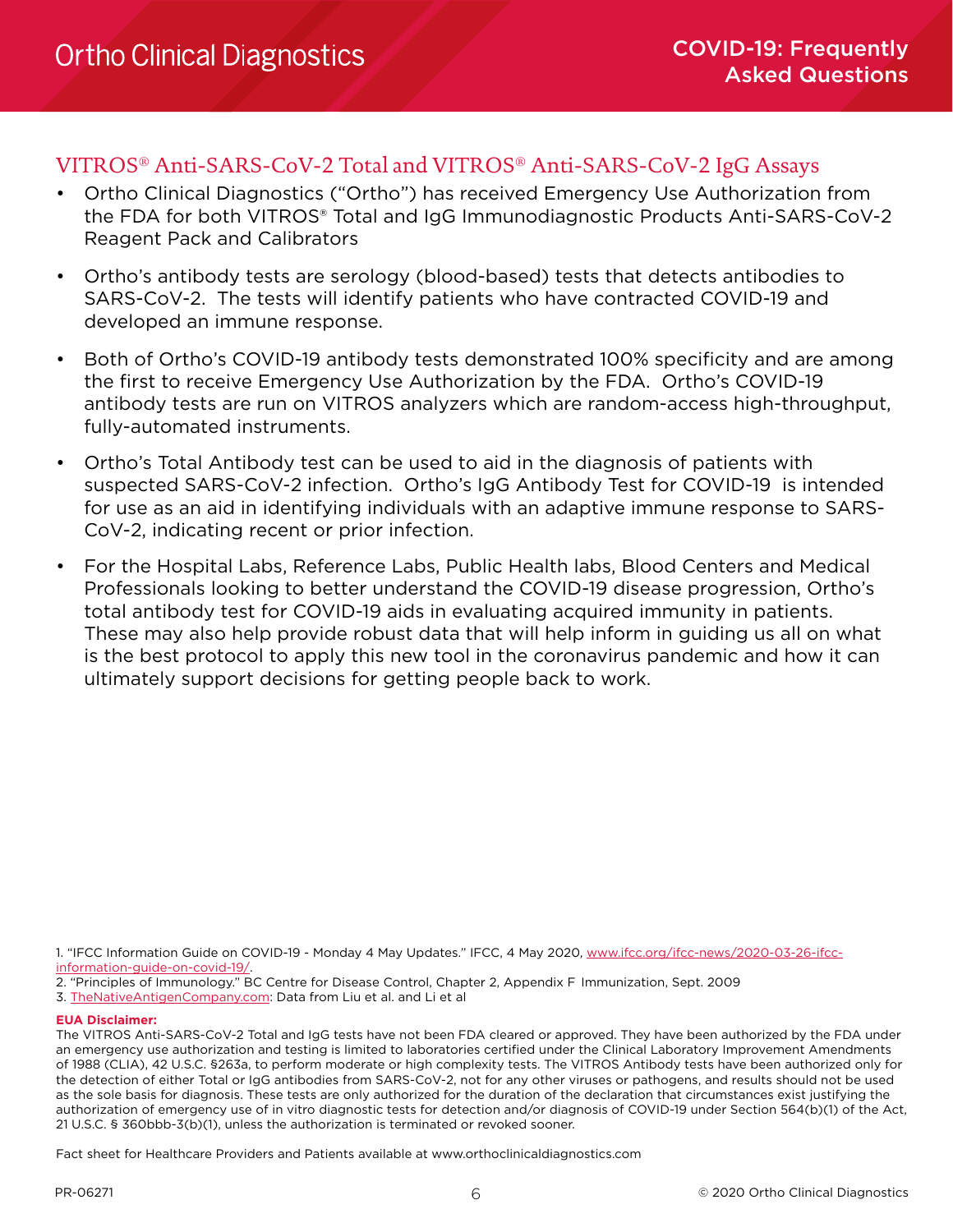## VITROS® Anti-SARS-CoV-2 Total and VITROS® Anti-SARS-CoV-2 IgG Assays

- Ortho Clinical Diagnostics ("Ortho") has received Emergency Use Authorization from the FDA for both VITROS® Total and IgG Immunodiagnostic Products Anti-SARS-CoV-2 Reagent Pack and Calibrators
- Ortho's antibody tests are serology (blood-based) tests that detects antibodies to SARS-CoV-2. The tests will identify patients who have contracted COVID-19 and developed an immune response.
- Both of Ortho's COVID-19 antibody tests demonstrated 100% specificity and are among the first to receive Emergency Use Authorization by the FDA. Ortho's COVID-19 antibody tests are run on VITROS analyzers which are random-access high-throughput, fully-automated instruments.
- Ortho's Total Antibody test can be used to aid in the diagnosis of patients with suspected SARS-CoV-2 infection. Ortho's IgG Antibody Test for COVID-19 is intended for use as an aid in identifying individuals with an adaptive immune response to SARS-CoV-2, indicating recent or prior infection.
- For the Hospital Labs, Reference Labs, Public Health labs, Blood Centers and Medical Professionals looking to better understand the COVID-19 disease progression, Ortho's total antibody test for COVID-19 aids in evaluating acquired immunity in patients. These may also help provide robust data that will help inform in guiding us all on what is the best protocol to apply this new tool in the coronavirus pandemic and how it can ultimately support decisions for getting people back to work.

1. "IFCC Information Guide on COVID-19 - Monday 4 May Updates." IFCC, 4 May 2020, www.ifcc.org/ifcc-news/2020-03-26-ifcc-information-guide-on-covid-19/.
2. "Principles of Immunology." BC Centre for Disease Control, Chapter 2, Appendix F Immunization, Sept. 2009
3. TheNativeAntigenCompany.com: Data from Liu et al. and Li et al

**EUA Disclaimer:**
The VITROS Anti-SARS-CoV-2 Total and IgG tests have not been FDA cleared or approved. They have been authorized by the FDA under an emergency use authorization and testing is limited to laboratories certified under the Clinical Laboratory Improvement Amendments of 1988 (CLIA), 42 U.S.C. §263a, to perform moderate or high complexity tests. The VITROS Antibody tests have been authorized only for the detection of either Total or IgG antibodies from SARS-CoV-2, not for any other viruses or pathogens, and results should not be used as the sole basis for diagnosis. These tests are only authorized for the duration of the declaration that circumstances exist justifying the authorization of emergency use of in vitro diagnostic tests for detection and/or diagnosis of COVID-19 under Section 564(b)(1) of the Act, 21 U.S.C. § 360bbb-3(b)(1), unless the authorization is terminated or revoked sooner.

Fact sheet for Healthcare Providers and Patients available at www.orthoclinicaldiagnostics.com

PR-06271

© 2020 Ortho Clinical Diagnostics